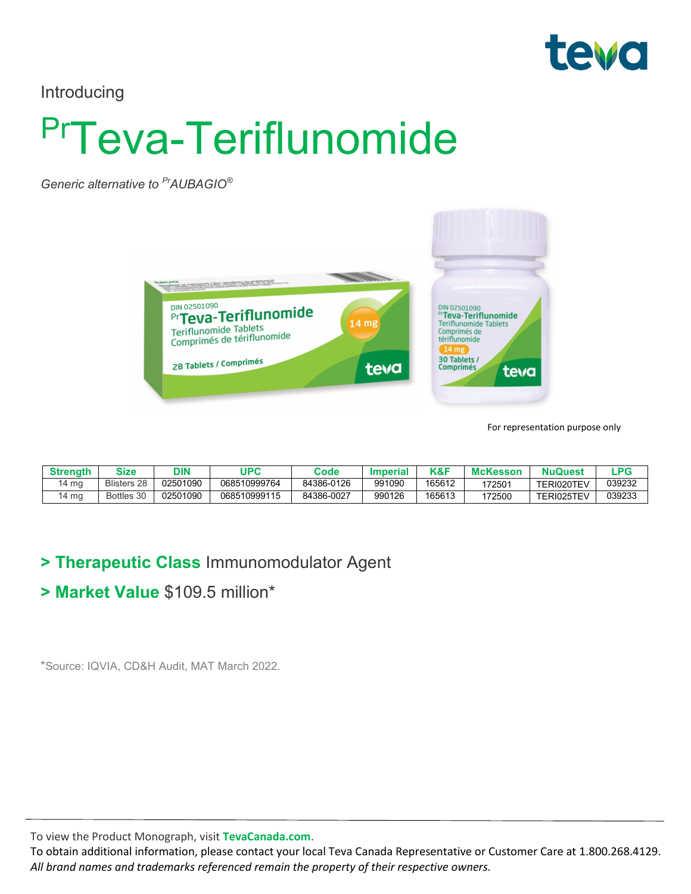Introducing

# PrTeva-Teriflunomide

*Generic alternative to PrAUBAGIO®*

For representation purpose only

| Strength | Size | DIN | UPC | Code | Imperial | K&F | McKesson | NuQuest | LPG |
|---|---|---|---|---|---|---|---|---|---|
| 14 mg | Blisters 28 | 02501090 | 068510999764 | 84386-0126 | 991090 | 165612 | 172501 | TERI020TEV | 039232 |
| 14 mg | Bottles 30 | 02501090 | 068510999115 | 84386-0027 | 990126 | 165613 | 172500 | TERI025TEV | 039233 |

## > **Therapeutic Class** Immunomodulator Agent

## > **Market Value** $109.5 million*

*Source: IQVIA, CD&H Audit, MAT March 2022.

To view the Product Monograph, visit **TevaCanada.com**.

To obtain additional information, please contact your local Teva Canada Representative or Customer Care at 1.800.268.4129.

*All brand names and trademarks referenced remain the property of their respective owners.*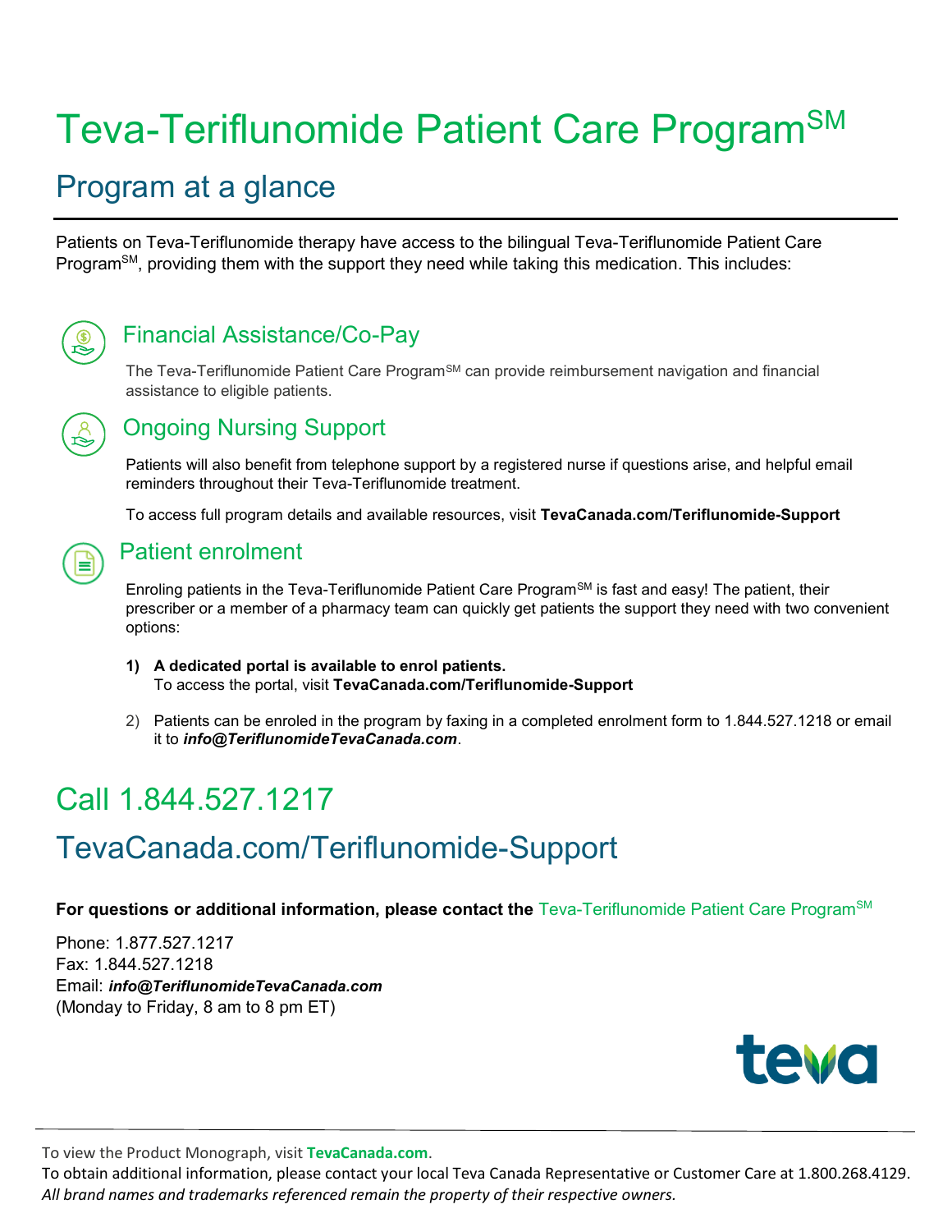# Teva-Teriflunomide Patient Care Program℠

## Program at a glance

Patients on Teva-Teriflunomide therapy have access to the bilingual Teva-Teriflunomide Patient Care Program℠, providing them with the support they need while taking this medication. This includes:

### Financial Assistance/Co-Pay

The Teva-Teriflunomide Patient Care Program℠ can provide reimbursement navigation and financial assistance to eligible patients.

### Ongoing Nursing Support

Patients will also benefit from telephone support by a registered nurse if questions arise, and helpful email reminders throughout their Teva-Teriflunomide treatment.

To access full program details and available resources, visit **TevaCanada.com/Teriflunomide-Support**

### Patient enrolment

Enroling patients in the Teva-Teriflunomide Patient Care Program℠ is fast and easy! The patient, their prescriber or a member of a pharmacy team can quickly get patients the support they need with two convenient options:

1) **A dedicated portal is available to enrol patients.**
   To access the portal, visit **TevaCanada.com/Teriflunomide-Support**

2) Patients can be enroled in the program by faxing in a completed enrolment form to 1.844.527.1218 or email it to ***info@TeriflunomideTevaCanada.com***.

## Call 1.844.527.1217

## TevaCanada.com/Teriflunomide-Support

**For questions or additional information, please contact the** Teva-Teriflunomide Patient Care Program℠

Phone: 1.877.527.1217
Fax: 1.844.527.1218
Email: ***info@TeriflunomideTevaCanada.com***
(Monday to Friday, 8 am to 8 pm ET)

teva

To view the Product Monograph, visit **TevaCanada.com**.
To obtain additional information, please contact your local Teva Canada Representative or Customer Care at 1.800.268.4129.
*All brand names and trademarks referenced remain the property of their respective owners.*